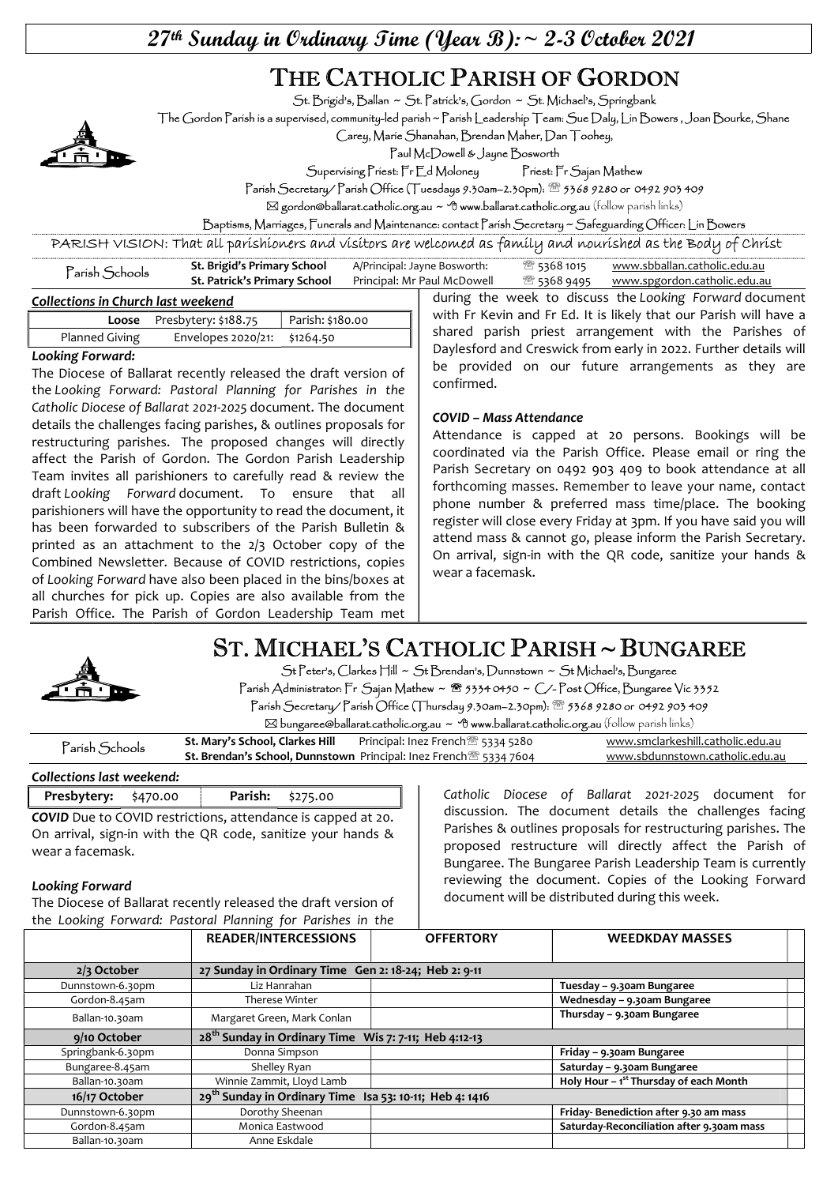# 27th Sunday in Ordinary Time (Year B):~ 2-3 October 2021

## THE CATHOLIC PARISH OF GORDON

St. Brigid's, Ballan ~ St. Patrick's, Gordon ~ St. Michael's, Springbank

The Gordon Parish is a supervised, community-led parish ~ Parish Leadership Team: Sue Daly, Lin Bowers , Joan Bourke, Shane Carey, Marie Shanahan, Brendan Maher, Dan Toohey, Paul McDowell & Jayne Bosworth

Supervising Priest: Fr Ed Moloney     Priest: Fr Sajan Mathew

Parish Secretary/ Parish Office (Tuesdays 9.30am–2.30pm): ☎ 5368 9280 or 0492 903 409

✉ gordon@ballarat.catholic.org.au ~ www.ballarat.catholic.org.au (follow parish links)

Baptisms, Marriages, Funerals and Maintenance: contact Parish Secretary ~ Safeguarding Officer: Lin Bowers

PARISH VISION: That all parishioners and visitors are welcomed as family and nourished as the Body of Christ

| Parish Schools | | | | |
|---|---|---|---|---|
| | **St. Brigid's Primary School** | A/Principal: Jayne Bosworth: | ☎ 5368 1015 | www.sbballan.catholic.edu.au |
| | **St. Patrick's Primary School** | Principal: Mr Paul McDowell | ☎ 5368 9495 | www.spgordon.catholic.edu.au |

***Collections in Church last weekend***

| **Loose** | Presbytery: $188.75 | Parish: $180.00 |
|---|---|---|
| Planned Giving | Envelopes 2020/21: | $1264.50 |

***Looking Forward:***

The Diocese of Ballarat recently released the draft version of the *Looking Forward: Pastoral Planning for Parishes in the Catholic Diocese of Ballarat 2021-2025* document. The document details the challenges facing parishes, & outlines proposals for restructuring parishes. The proposed changes will directly affect the Parish of Gordon. The Gordon Parish Leadership Team invites all parishioners to carefully read & review the draft *Looking Forward* document. To ensure that all parishioners will have the opportunity to read the document, it has been forwarded to subscribers of the Parish Bulletin & printed as an attachment to the 2/3 October copy of the Combined Newsletter. Because of COVID restrictions, copies of *Looking Forward* have also been placed in the bins/boxes at all churches for pick up. Copies are also available from the Parish Office. The Parish of Gordon Leadership Team met during the week to discuss the *Looking Forward* document with Fr Kevin and Fr Ed. It is likely that our Parish will have a shared parish priest arrangement with the Parishes of Daylesford and Creswick from early in 2022. Further details will be provided on our future arrangements as they are confirmed.

***COVID – Mass Attendance***

Attendance is capped at 20 persons. Bookings will be coordinated via the Parish Office. Please email or ring the Parish Secretary on 0492 903 409 to book attendance at all forthcoming masses. Remember to leave your name, contact phone number & preferred mass time/place. The booking register will close every Friday at 3pm. If you have said you will attend mass & cannot go, please inform the Parish Secretary. On arrival, sign-in with the QR code, sanitize your hands & wear a facemask.

## ST. MICHAEL'S CATHOLIC PARISH ~ BUNGAREE

St Peter's, Clarkes Hill ~ St Brendan's, Dunnstown ~ St Michael's, Bungaree

Parish Administrator: Fr Sajan Mathew ~ ☎ 5334 0450 ~ C/- Post Office, Bungaree Vic 3352

Parish Secretary/ Parish Office (Thursday 9.30am–2.30pm): ☎ 5368 9280 or 0492 903 409

✉ bungaree@ballarat.catholic.org.au ~ www.ballarat.catholic.org.au (follow parish links)

| Parish Schools | | | |
|---|---|---|---|
| | **St. Mary's School, Clarkes Hill** | Principal: Inez French ☎ 5334 5280 | www.smclarkeshill.catholic.edu.au |
| | **St. Brendan's School, Dunnstown** | Principal: Inez French ☎ 5334 7604 | www.sbdunnstown.catholic.edu.au |

***Collections last weekend:***

| **Presbytery:** $470.00 | **Parish:** $275.00 |
|---|---|

**COVID** Due to COVID restrictions, attendance is capped at 20. On arrival, sign-in with the QR code, sanitize your hands & wear a facemask.

***Looking Forward***

The Diocese of Ballarat recently released the draft version of the *Looking Forward: Pastoral Planning for Parishes in the Catholic Diocese of Ballarat 2021-2025* document for discussion. The document details the challenges facing Parishes & outlines proposals for restructuring parishes. The proposed restructure will directly affect the Parish of Bungaree. The Bungaree Parish Leadership Team is currently reviewing the document. Copies of the Looking Forward document will be distributed during this week.

| | READER/INTERCESSIONS | OFFERTORY | WEEDKDAY MASSES |
|---|---|---|---|
| **2/3 October** | **27 Sunday in Ordinary Time Gen 2: 18-24; Heb 2: 9-11** | | |
| Dunnstown-6.30pm | Liz Hanrahan | | **Tuesday – 9.30am Bungaree** |
| Gordon-8.45am | Therese Winter | | **Wednesday – 9.30am Bungaree** |
| Ballan-10.30am | Margaret Green, Mark Conlan | | **Thursday – 9.30am Bungaree** |
| **9/10 October** | **28th Sunday in Ordinary Time Wis 7: 7-11; Heb 4:12-13** | | |
| Springbank-6.30pm | Donna Simpson | | **Friday – 9.30am Bungaree** |
| Bungaree-8.45am | Shelley Ryan | | **Saturday – 9.30am Bungaree** |
| Ballan-10.30am | Winnie Zammit, Lloyd Lamb | | **Holy Hour – 1st Thursday of each Month** |
| **16/17 October** | **29th Sunday in Ordinary Time Isa 53: 10-11; Heb 4: 1416** | | |
| Dunnstown-6.30pm | Dorothy Sheenan | | **Friday- Benediction after 9.30 am mass** |
| Gordon-8.45am | Monica Eastwood | | **Saturday-Reconciliation after 9.30am mass** |
| Ballan-10.30am | Anne Eskdale | | |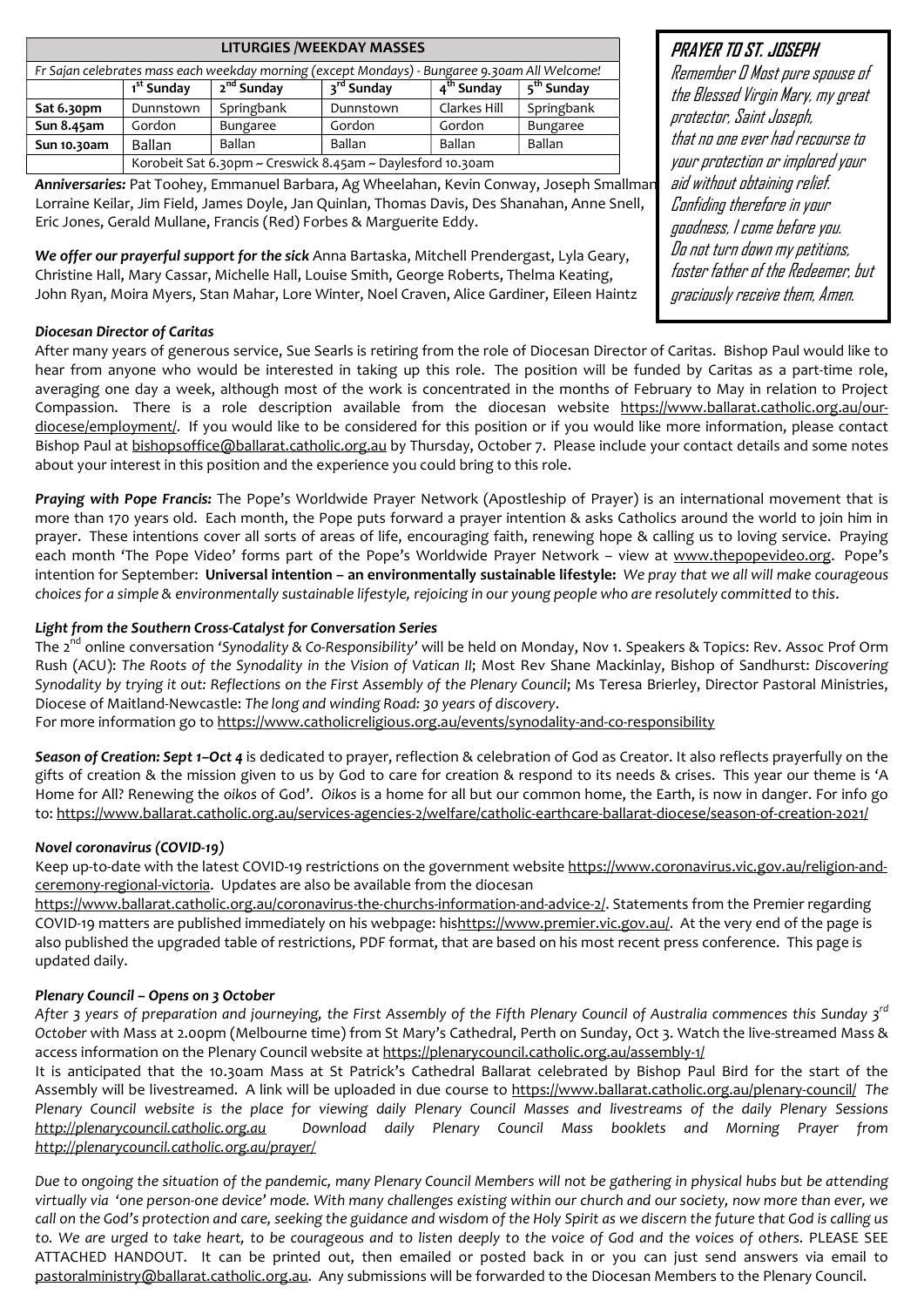| LITURGIES /WEEKDAY MASSES | | | | | |
|---|---|---|---|---|---|
| *Fr Sajan celebrates mass each weekday morning (except Mondays) - Bungaree 9.30am All Welcome!* | | | | | |
| | 1st Sunday | 2nd Sunday | 3rd Sunday | 4th Sunday | 5th Sunday |
| **Sat 6.30pm** | Dunnstown | Springbank | Dunnstown | Clarkes Hill | Springbank |
| **Sun 8.45am** | Gordon | Bungaree | Gordon | Gordon | Bungaree |
| **Sun 10.30am** | Ballan | Ballan | Ballan | Ballan | Ballan |
| | Korobeit Sat 6.30pm ~ Creswick 8.45am ~ Daylesford 10.30am | | | | |

## PRAYER TO ST. JOSEPH

Remember O Most pure spouse of the Blessed Virgin Mary, my great protector, Saint Joseph, that no one ever had recourse to your protection or implored your aid without obtaining relief. Confiding therefore in your goodness, I come before you. Do not turn down my petitions, foster father of the Redeemer, but graciously receive them, Amen.

***Anniversaries:*** Pat Toohey, Emmanuel Barbara, Ag Wheelahan, Kevin Conway, Joseph Smallman, Lorraine Keilar, Jim Field, James Doyle, Jan Quinlan, Thomas Davis, Des Shanahan, Anne Snell, Eric Jones, Gerald Mullane, Francis (Red) Forbes & Marguerite Eddy.

***We offer our prayerful support for the sick*** Anna Bartaska, Mitchell Prendergast, Lyla Geary, Christine Hall, Mary Cassar, Michelle Hall, Louise Smith, George Roberts, Thelma Keating, John Ryan, Moira Myers, Stan Mahar, Lore Winter, Noel Craven, Alice Gardiner, Eileen Haintz

***Diocesan Director of Caritas***

After many years of generous service, Sue Searls is retiring from the role of Diocesan Director of Caritas. Bishop Paul would like to hear from anyone who would be interested in taking up this role. The position will be funded by Caritas as a part-time role, averaging one day a week, although most of the work is concentrated in the months of February to May in relation to Project Compassion. There is a role description available from the diocesan website https://www.ballarat.catholic.org.au/our-diocese/employment/. If you would like to be considered for this position or if you would like more information, please contact Bishop Paul at bishopsoffice@ballarat.catholic.org.au by Thursday, October 7. Please include your contact details and some notes about your interest in this position and the experience you could bring to this role.

***Praying with Pope Francis:*** The Pope's Worldwide Prayer Network (Apostleship of Prayer) is an international movement that is more than 170 years old. Each month, the Pope puts forward a prayer intention & asks Catholics around the world to join him in prayer. These intentions cover all sorts of areas of life, encouraging faith, renewing hope & calling us to loving service. Praying each month 'The Pope Video' forms part of the Pope's Worldwide Prayer Network – view at www.thepopevideo.org. Pope's intention for September: **Universal intention – an environmentally sustainable lifestyle:** *We pray that we all will make courageous choices for a simple & environmentally sustainable lifestyle, rejoicing in our young people who are resolutely committed to this.*

***Light from the Southern Cross-Catalyst for Conversation Series***

The 2nd online conversation '*Synodality & Co-Responsibility*' will be held on Monday, Nov 1. Speakers & Topics: Rev. Assoc Prof Orm Rush (ACU): *The Roots of the Synodality in the Vision of Vatican II*; Most Rev Shane Mackinlay, Bishop of Sandhurst: *Discovering Synodality by trying it out: Reflections on the First Assembly of the Plenary Council*; Ms Teresa Brierley, Director Pastoral Ministries, Diocese of Maitland-Newcastle: *The long and winding Road: 30 years of discovery*.
For more information go to https://www.catholicreligious.org.au/events/synodality-and-co-responsibility

***Season of Creation: Sept 1–Oct 4*** is dedicated to prayer, reflection & celebration of God as Creator. It also reflects prayerfully on the gifts of creation & the mission given to us by God to care for creation & respond to its needs & crises. This year our theme is 'A Home for All? Renewing the *oikos* of God'. *Oikos* is a home for all but our common home, the Earth, is now in danger. For info go to: https://www.ballarat.catholic.org.au/services-agencies-2/welfare/catholic-earthcare-ballarat-diocese/season-of-creation-2021/

***Novel coronavirus (COVID-19)***

Keep up-to-date with the latest COVID-19 restrictions on the government website https://www.coronavirus.vic.gov.au/religion-and-ceremony-regional-victoria. Updates are also be available from the diocesan https://www.ballarat.catholic.org.au/coronavirus-the-churchs-information-and-advice-2/. Statements from the Premier regarding COVID-19 matters are published immediately on his webpage: hishttps://www.premier.vic.gov.au/. At the very end of the page is also published the upgraded table of restrictions, PDF format, that are based on his most recent press conference. This page is updated daily.

***Plenary Council – Opens on 3 October***

*After 3 years of preparation and journeying, the First Assembly of the Fifth Plenary Council of Australia commences this Sunday 3rd October* with Mass at 2.00pm (Melbourne time) from St Mary's Cathedral, Perth on Sunday, Oct 3. Watch the live-streamed Mass & access information on the Plenary Council website at https://plenarycouncil.catholic.org.au/assembly-1/

It is anticipated that the 10.30am Mass at St Patrick's Cathedral Ballarat celebrated by Bishop Paul Bird for the start of the Assembly will be livestreamed. A link will be uploaded in due course to https://www.ballarat.catholic.org.au/plenary-council/ *The Plenary Council website is the place for viewing daily Plenary Council Masses and livestreams of the daily Plenary Sessions http://plenarycouncil.catholic.org.au Download daily Plenary Council Mass booklets and Morning Prayer from http://plenarycouncil.catholic.org.au/prayer/*

*Due to ongoing the situation of the pandemic, many Plenary Council Members will not be gathering in physical hubs but be attending virtually via 'one person-one device' mode. With many challenges existing within our church and our society, now more than ever, we call on the God's protection and care, seeking the guidance and wisdom of the Holy Spirit as we discern the future that God is calling us to. We are urged to take heart, to be courageous and to listen deeply to the voice of God and the voices of others.* PLEASE SEE ATTACHED HANDOUT. It can be printed out, then emailed or posted back in or you can just send answers via email to pastoralministry@ballarat.catholic.org.au. Any submissions will be forwarded to the Diocesan Members to the Plenary Council.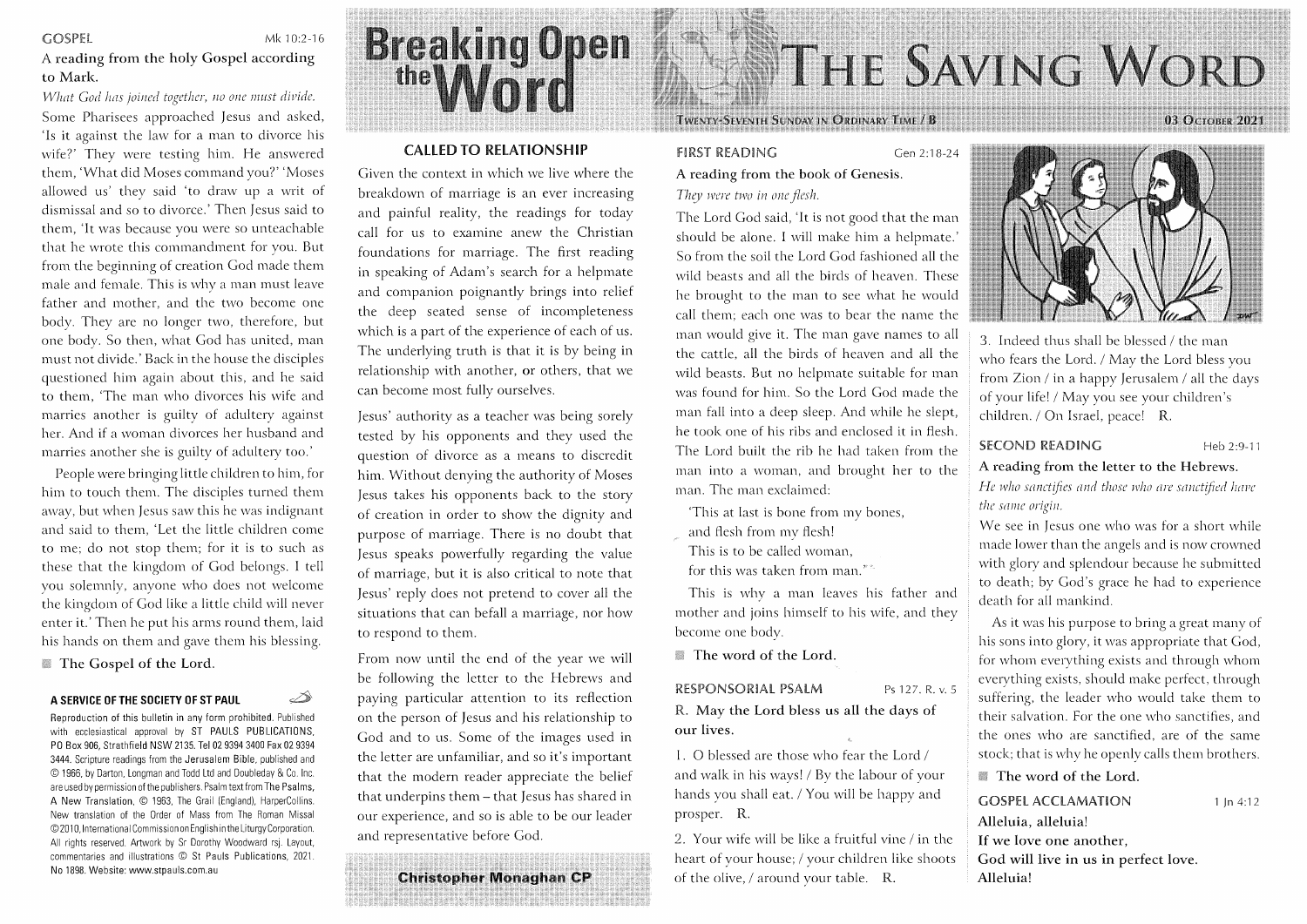# Breaking Open the Word

# THE SAVING WORD

TWENTY-SEVENTH SUNDAY IN ORDINARY TIME / B — 03 OCTOBER 2021

## GOSPEL — Mk 10:2-16

**A reading from the holy Gospel according to Mark.**

*What God has joined together, no one must divide.*

Some Pharisees approached Jesus and asked, 'Is it against the law for a man to divorce his wife?' They were testing him. He answered them, 'What did Moses command you?' 'Moses allowed us' they said 'to draw up a writ of dismissal and so to divorce.' Then Jesus said to them, 'It was because you were so unteachable that he wrote this commandment for you. But from the beginning of creation God made them male and female. This is why a man must leave father and mother, and the two become one body. They are no longer two, therefore, but one body. So then, what God has united, man must not divide.' Back in the house the disciples questioned him again about this, and he said to them, 'The man who divorces his wife and marries another is guilty of adultery against her. And if a woman divorces her husband and marries another she is guilty of adultery too.'

People were bringing little children to him, for him to touch them. The disciples turned them away, but when Jesus saw this he was indignant and said to them, 'Let the little children come to me; do not stop them; for it is to such as these that the kingdom of God belongs. I tell you solemnly, anyone who does not welcome the kingdom of God like a little child will never enter it.' Then he put his arms round them, laid his hands on them and gave them his blessing.

**The Gospel of the Lord.**

**A SERVICE OF THE SOCIETY OF ST PAUL**

Reproduction of this bulletin in any form prohibited. Published with ecclesiastical approval by ST PAULS PUBLICATIONS, PO Box 906, Strathfield NSW 2135. Tel 02 9394 3400 Fax 02 9394 3444. Scripture readings from the Jerusalem Bible, published and © 1966, by Darton, Longman and Todd Ltd and Doubleday & Co. Inc. are used by permission of the publishers. Psalm text from The Psalms, A New Translation, © 1963, The Grail (England), HarperCollins. New translation of the Order of Mass from The Roman Missal ©2010, International Commission on English in the Liturgy Corporation. All rights reserved. Artwork by Sr Dorothy Woodward rsj. Layout, commentaries and illustrations © St Pauls Publications, 2021. No 1898. Website: www.stpauls.com.au

## CALLED TO RELATIONSHIP

Given the context in which we live where the breakdown of marriage is an ever increasing and painful reality, the readings for today call for us to examine anew the Christian foundations for marriage. The first reading in speaking of Adam's search for a helpmate and companion poignantly brings into relief the deep seated sense of incompleteness which is a part of the experience of each of us. The underlying truth is that it is by being in relationship with another, or others, that we can become most fully ourselves.

Jesus' authority as a teacher was being sorely tested by his opponents and they used the question of divorce as a means to discredit him. Without denying the authority of Moses Jesus takes his opponents back to the story of creation in order to show the dignity and purpose of marriage. There is no doubt that Jesus speaks powerfully regarding the value of marriage, but it is also critical to note that Jesus' reply does not pretend to cover all the situations that can befall a marriage, nor how to respond to them.

From now until the end of the year we will be following the letter to the Hebrews and paying particular attention to its reflection on the person of Jesus and his relationship to God and to us. Some of the images used in the letter are unfamiliar, and so it's important that the modern reader appreciate the belief that underpins them – that Jesus has shared in our experience, and so is able to be our leader and representative before God.

**Christopher Monaghan CP**

## FIRST READING — Gen 2:18-24

**A reading from the book of Genesis.**

*They were two in one flesh.*

The Lord God said, 'It is not good that the man should be alone. I will make him a helpmate.' So from the soil the Lord God fashioned all the wild beasts and all the birds of heaven. These he brought to the man to see what he would call them; each one was to bear the name the man would give it. The man gave names to all the cattle, all the birds of heaven and all the wild beasts. But no helpmate suitable for man was found for him. So the Lord God made the man fall into a deep sleep. And while he slept, he took one of his ribs and enclosed it in flesh. The Lord built the rib he had taken from the man into a woman, and brought her to the man. The man exclaimed:

'This at last is bone from my bones,
and flesh from my flesh!
This is to be called woman,
for this was taken from man.'

This is why a man leaves his father and mother and joins himself to his wife, and they become one body.

**The word of the Lord.**

## RESPONSORIAL PSALM — Ps 127. R. v. 5

**R. May the Lord bless us all the days of our lives.**

1. O blessed are those who fear the Lord / and walk in his ways! / By the labour of your hands you shall eat. / You will be happy and prosper. R.

2. Your wife will be like a fruitful vine / in the heart of your house; / your children like shoots of the olive, / around your table. R.

3. Indeed thus shall be blessed / the man who fears the Lord. / May the Lord bless you from Zion / in a happy Jerusalem / all the days of your life! / May you see your children's children. / On Israel, peace! R.

## SECOND READING — Heb 2:9-11

**A reading from the letter to the Hebrews.**

*He who sanctifies and those who are sanctified have the same origin.*

We see in Jesus one who was for a short while made lower than the angels and is now crowned with glory and splendour because he submitted to death; by God's grace he had to experience death for all mankind.

As it was his purpose to bring a great many of his sons into glory, it was appropriate that God, for whom everything exists and through whom everything exists, should make perfect, through suffering, the leader who would take them to their salvation. For the one who sanctifies, and the ones who are sanctified, are of the same stock; that is why he openly calls them brothers.

**The word of the Lord.**

## GOSPEL ACCLAMATION — 1 Jn 4:12

**Alleluia, alleluia!**
**If we love one another,**
**God will live in us in perfect love.**
**Alleluia!**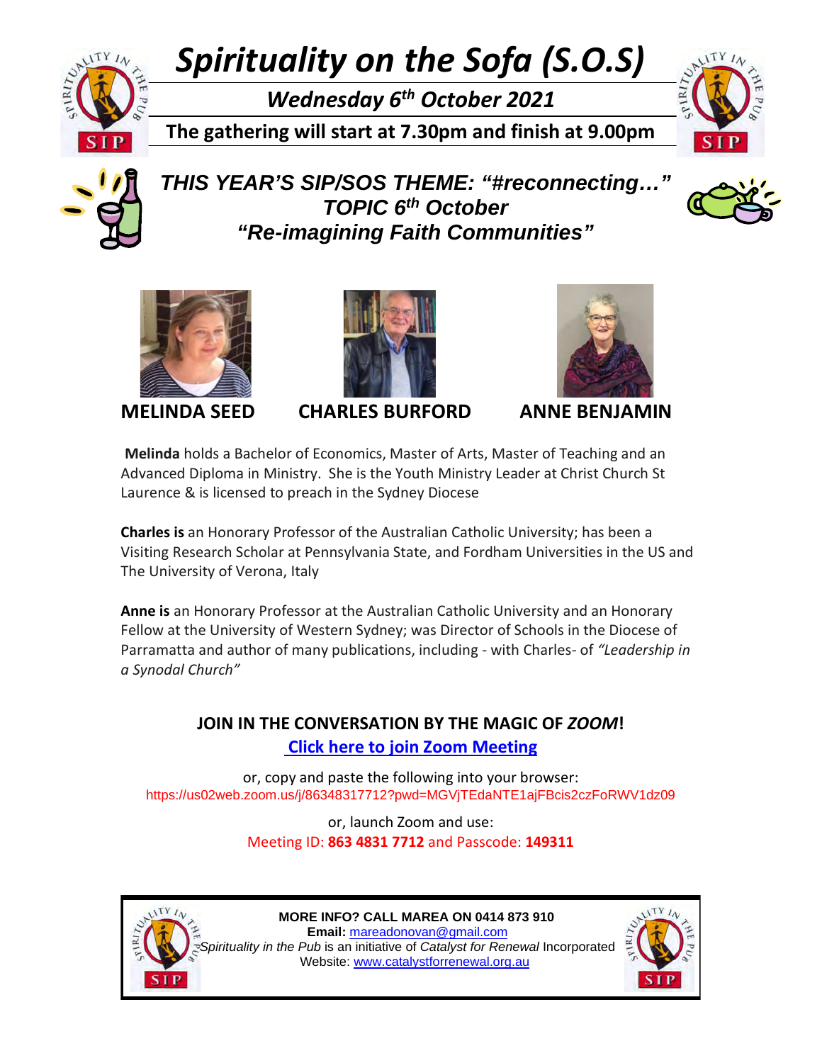# *Spirituality on the Sofa (S.O.S)*

***Wednesday 6th October 2021***

**The gathering will start at 7.30pm and finish at 9.00pm**

## *THIS YEAR'S SIP/SOS THEME: "#reconnecting…"*
## *TOPIC 6th October*
## *"Re-imagining Faith Communities"*

**MELINDA SEED** **CHARLES BURFORD** **ANNE BENJAMIN**

**Melinda** holds a Bachelor of Economics, Master of Arts, Master of Teaching and an Advanced Diploma in Ministry. She is the Youth Ministry Leader at Christ Church St Laurence & is licensed to preach in the Sydney Diocese

**Charles is** an Honorary Professor of the Australian Catholic University; has been a Visiting Research Scholar at Pennsylvania State, and Fordham Universities in the US and The University of Verona, Italy

**Anne is** an Honorary Professor at the Australian Catholic University and an Honorary Fellow at the University of Western Sydney; was Director of Schools in the Diocese of Parramatta and author of many publications, including - with Charles- of *"Leadership in a Synodal Church"*

**JOIN IN THE CONVERSATION BY THE MAGIC OF *ZOOM*!**

**Click here to join Zoom Meeting**

or, copy and paste the following into your browser:
https://us02web.zoom.us/j/86348317712?pwd=MGVjTEdaNTE1ajFBcis2czFoRWV1dz09

or, launch Zoom and use:
Meeting ID: **863 4831 7712** and Passcode: **149311**

**MORE INFO? CALL MAREA ON 0414 873 910**
**Email:** mareadonovan@gmail.com
*Spirituality in the Pub* is an initiative of *Catalyst for Renewal* Incorporated
Website: www.catalystforrenewal.org.au